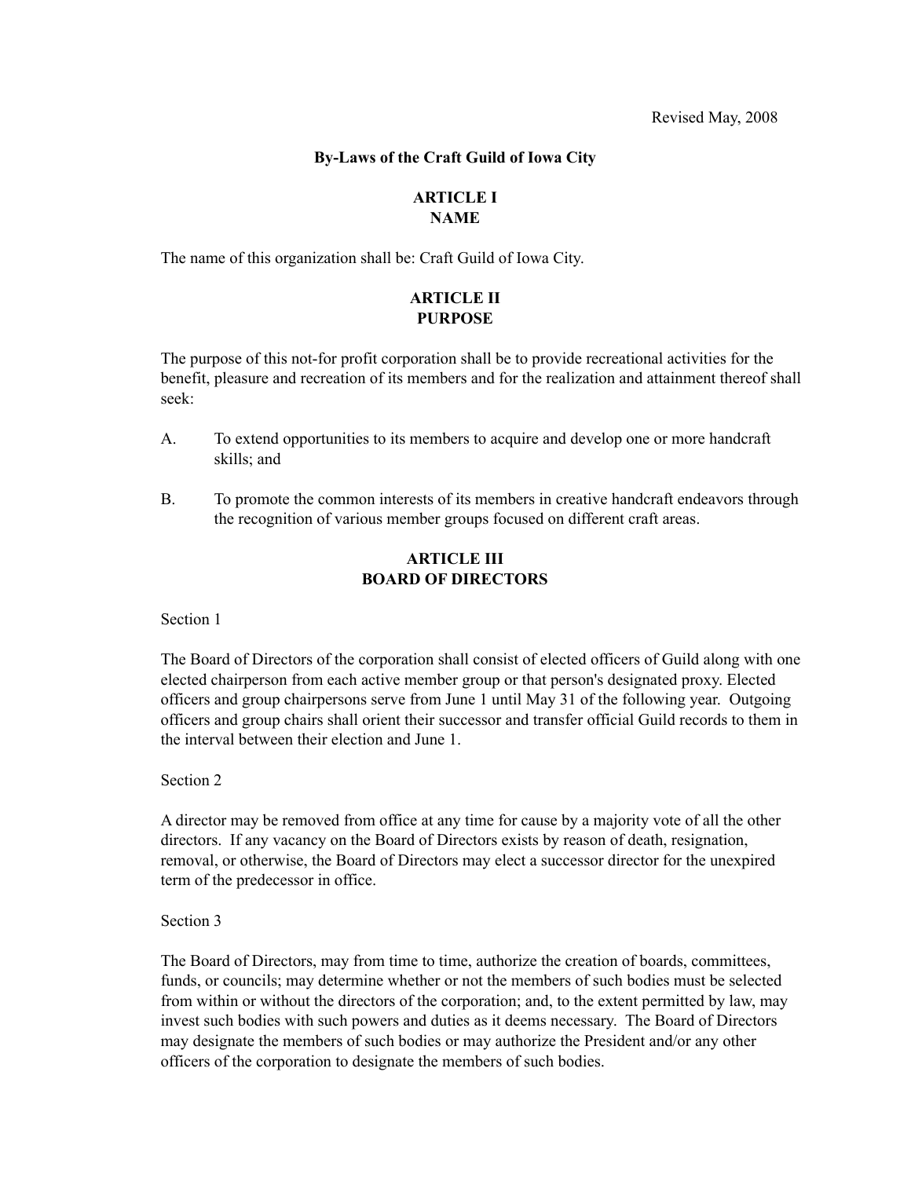Revised May, 2008

# By-Laws of the Craft Guild of Iowa City

## ARTICLE I
## NAME

The name of this organization shall be: Craft Guild of Iowa City.

## ARTICLE II
## PURPOSE

The purpose of this not-for profit corporation shall be to provide recreational activities for the benefit, pleasure and recreation of its members and for the realization and attainment thereof shall seek:

A. To extend opportunities to its members to acquire and develop one or more handcraft skills; and

B. To promote the common interests of its members in creative handcraft endeavors through the recognition of various member groups focused on different craft areas.

## ARTICLE III
## BOARD OF DIRECTORS

Section 1

The Board of Directors of the corporation shall consist of elected officers of Guild along with one elected chairperson from each active member group or that person's designated proxy. Elected officers and group chairpersons serve from June 1 until May 31 of the following year. Outgoing officers and group chairs shall orient their successor and transfer official Guild records to them in the interval between their election and June 1.

Section 2

A director may be removed from office at any time for cause by a majority vote of all the other directors. If any vacancy on the Board of Directors exists by reason of death, resignation, removal, or otherwise, the Board of Directors may elect a successor director for the unexpired term of the predecessor in office.

Section 3

The Board of Directors, may from time to time, authorize the creation of boards, committees, funds, or councils; may determine whether or not the members of such bodies must be selected from within or without the directors of the corporation; and, to the extent permitted by law, may invest such bodies with such powers and duties as it deems necessary. The Board of Directors may designate the members of such bodies or may authorize the President and/or any other officers of the corporation to designate the members of such bodies.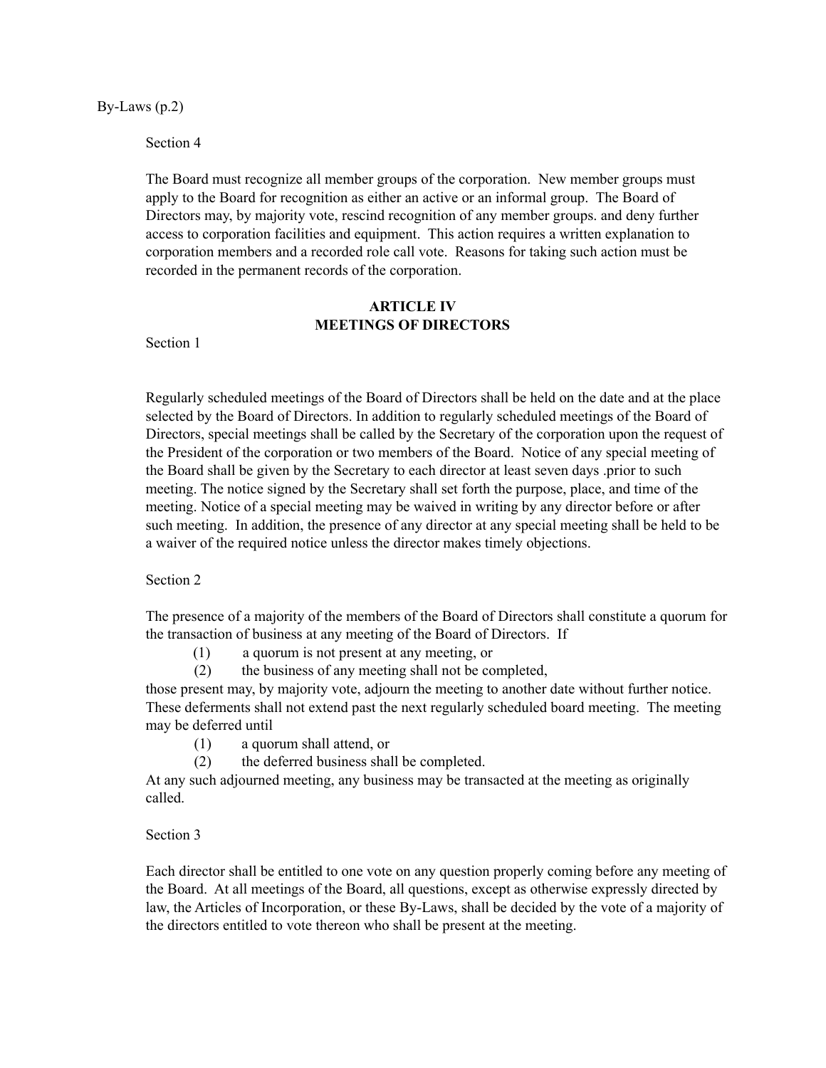Section 4

The Board must recognize all member groups of the corporation. New member groups must apply to the Board for recognition as either an active or an informal group. The Board of Directors may, by majority vote, rescind recognition of any member groups. and deny further access to corporation facilities and equipment. This action requires a written explanation to corporation members and a recorded role call vote. Reasons for taking such action must be recorded in the permanent records of the corporation.

## ARTICLE IV
## MEETINGS OF DIRECTORS

Section 1

Regularly scheduled meetings of the Board of Directors shall be held on the date and at the place selected by the Board of Directors. In addition to regularly scheduled meetings of the Board of Directors, special meetings shall be called by the Secretary of the corporation upon the request of the President of the corporation or two members of the Board. Notice of any special meeting of the Board shall be given by the Secretary to each director at least seven days .prior to such meeting. The notice signed by the Secretary shall set forth the purpose, place, and time of the meeting. Notice of a special meeting may be waived in writing by any director before or after such meeting. In addition, the presence of any director at any special meeting shall be held to be a waiver of the required notice unless the director makes timely objections.

Section 2

The presence of a majority of the members of the Board of Directors shall constitute a quorum for the transaction of business at any meeting of the Board of Directors. If

(1) a quorum is not present at any meeting, or
(2) the business of any meeting shall not be completed,

those present may, by majority vote, adjourn the meeting to another date without further notice. These deferments shall not extend past the next regularly scheduled board meeting. The meeting may be deferred until

(1) a quorum shall attend, or
(2) the deferred business shall be completed.

At any such adjourned meeting, any business may be transacted at the meeting as originally called.

Section 3

Each director shall be entitled to one vote on any question properly coming before any meeting of the Board. At all meetings of the Board, all questions, except as otherwise expressly directed by law, the Articles of Incorporation, or these By-Laws, shall be decided by the vote of a majority of the directors entitled to vote thereon who shall be present at the meeting.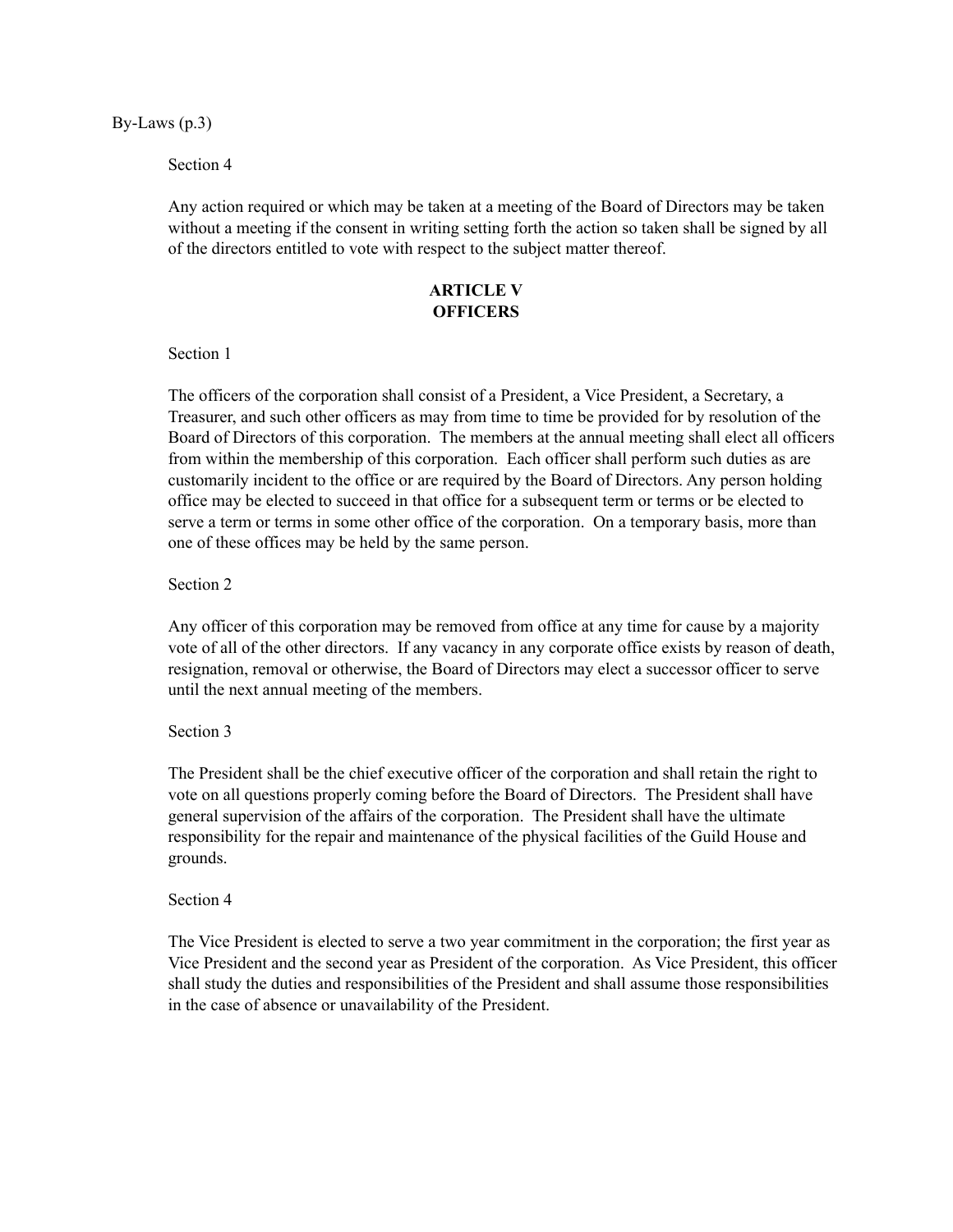Section 4

Any action required or which may be taken at a meeting of the Board of Directors may be taken without a meeting if the consent in writing setting forth the action so taken shall be signed by all of the directors entitled to vote with respect to the subject matter thereof.

## ARTICLE V
## OFFICERS

Section 1

The officers of the corporation shall consist of a President, a Vice President, a Secretary, a Treasurer, and such other officers as may from time to time be provided for by resolution of the Board of Directors of this corporation. The members at the annual meeting shall elect all officers from within the membership of this corporation. Each officer shall perform such duties as are customarily incident to the office or are required by the Board of Directors. Any person holding office may be elected to succeed in that office for a subsequent term or terms or be elected to serve a term or terms in some other office of the corporation. On a temporary basis, more than one of these offices may be held by the same person.

Section 2

Any officer of this corporation may be removed from office at any time for cause by a majority vote of all of the other directors. If any vacancy in any corporate office exists by reason of death, resignation, removal or otherwise, the Board of Directors may elect a successor officer to serve until the next annual meeting of the members.

Section 3

The President shall be the chief executive officer of the corporation and shall retain the right to vote on all questions properly coming before the Board of Directors. The President shall have general supervision of the affairs of the corporation. The President shall have the ultimate responsibility for the repair and maintenance of the physical facilities of the Guild House and grounds.

Section 4

The Vice President is elected to serve a two year commitment in the corporation; the first year as Vice President and the second year as President of the corporation. As Vice President, this officer shall study the duties and responsibilities of the President and shall assume those responsibilities in the case of absence or unavailability of the President.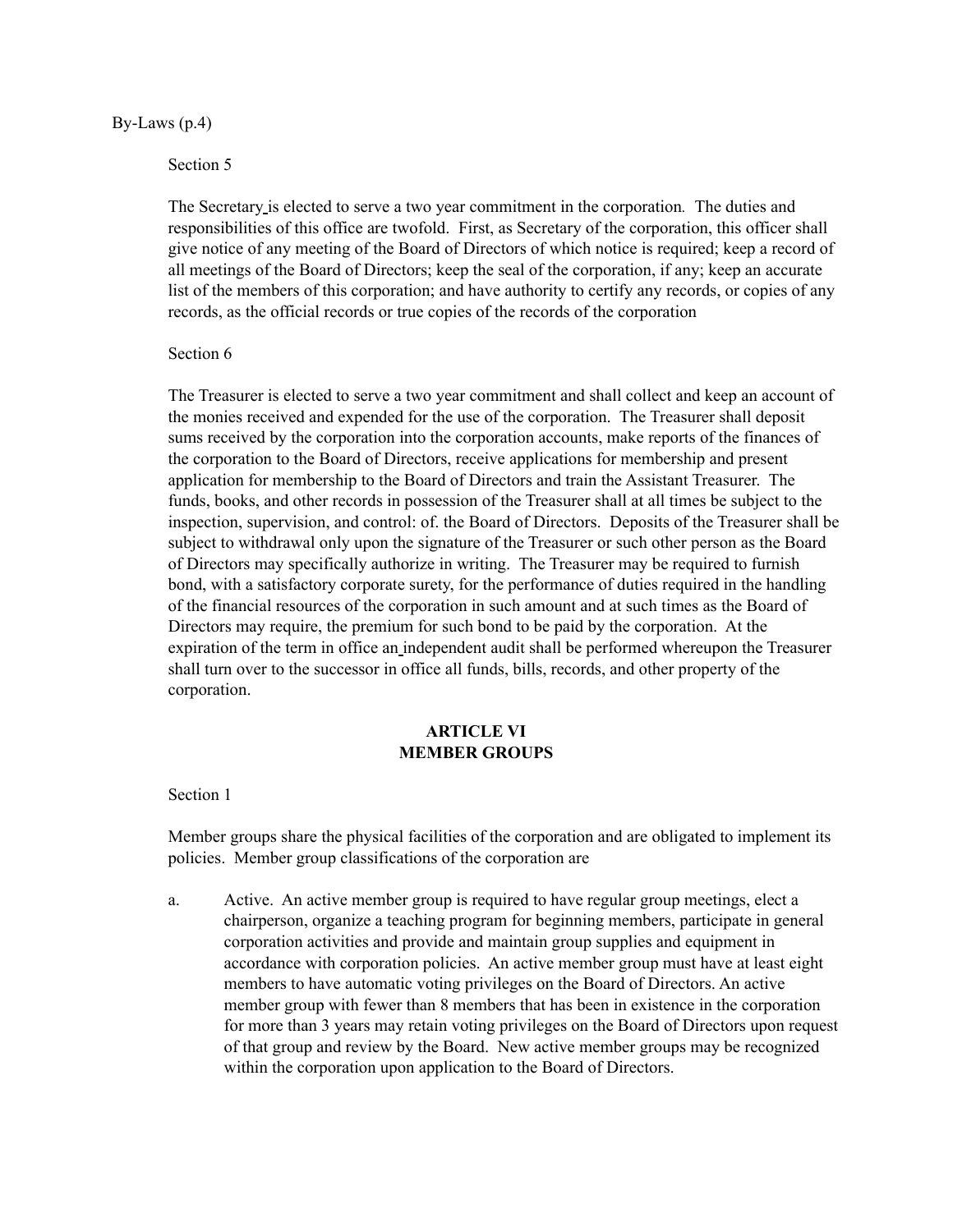Section 5

The Secretary is elected to serve a two year commitment in the corporation. The duties and responsibilities of this office are twofold. First, as Secretary of the corporation, this officer shall give notice of any meeting of the Board of Directors of which notice is required; keep a record of all meetings of the Board of Directors; keep the seal of the corporation, if any; keep an accurate list of the members of this corporation; and have authority to certify any records, or copies of any records, as the official records or true copies of the records of the corporation

Section 6

The Treasurer is elected to serve a two year commitment and shall collect and keep an account of the monies received and expended for the use of the corporation. The Treasurer shall deposit sums received by the corporation into the corporation accounts, make reports of the finances of the corporation to the Board of Directors, receive applications for membership and present application for membership to the Board of Directors and train the Assistant Treasurer. The funds, books, and other records in possession of the Treasurer shall at all times be subject to the inspection, supervision, and control: of. the Board of Directors. Deposits of the Treasurer shall be subject to withdrawal only upon the signature of the Treasurer or such other person as the Board of Directors may specifically authorize in writing. The Treasurer may be required to furnish bond, with a satisfactory corporate surety, for the performance of duties required in the handling of the financial resources of the corporation in such amount and at such times as the Board of Directors may require, the premium for such bond to be paid by the corporation. At the expiration of the term in office an independent audit shall be performed whereupon the Treasurer shall turn over to the successor in office all funds, bills, records, and other property of the corporation.

## ARTICLE VI
## MEMBER GROUPS

Section 1

Member groups share the physical facilities of the corporation and are obligated to implement its policies. Member group classifications of the corporation are

a. Active. An active member group is required to have regular group meetings, elect a chairperson, organize a teaching program for beginning members, participate in general corporation activities and provide and maintain group supplies and equipment in accordance with corporation policies. An active member group must have at least eight members to have automatic voting privileges on the Board of Directors. An active member group with fewer than 8 members that has been in existence in the corporation for more than 3 years may retain voting privileges on the Board of Directors upon request of that group and review by the Board. New active member groups may be recognized within the corporation upon application to the Board of Directors.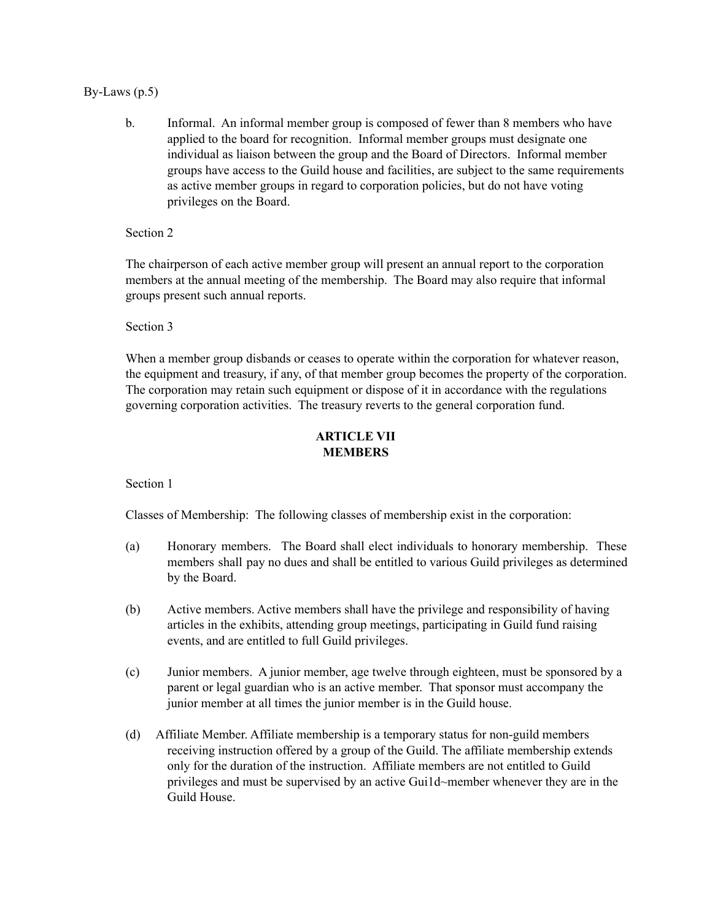b. Informal. An informal member group is composed of fewer than 8 members who have applied to the board for recognition. Informal member groups must designate one individual as liaison between the group and the Board of Directors. Informal member groups have access to the Guild house and facilities, are subject to the same requirements as active member groups in regard to corporation policies, but do not have voting privileges on the Board.

Section 2

The chairperson of each active member group will present an annual report to the corporation members at the annual meeting of the membership. The Board may also require that informal groups present such annual reports.

Section 3

When a member group disbands or ceases to operate within the corporation for whatever reason, the equipment and treasury, if any, of that member group becomes the property of the corporation. The corporation may retain such equipment or dispose of it in accordance with the regulations governing corporation activities. The treasury reverts to the general corporation fund.

## ARTICLE VII
## MEMBERS

Section 1

Classes of Membership: The following classes of membership exist in the corporation:

(a) Honorary members. The Board shall elect individuals to honorary membership. These members shall pay no dues and shall be entitled to various Guild privileges as determined by the Board.

(b) Active members. Active members shall have the privilege and responsibility of having articles in the exhibits, attending group meetings, participating in Guild fund raising events, and are entitled to full Guild privileges.

(c) Junior members. A junior member, age twelve through eighteen, must be sponsored by a parent or legal guardian who is an active member. That sponsor must accompany the junior member at all times the junior member is in the Guild house.

(d) Affiliate Member. Affiliate membership is a temporary status for non-guild members receiving instruction offered by a group of the Guild. The affiliate membership extends only for the duration of the instruction. Affiliate members are not entitled to Guild privileges and must be supervised by an active Gui1d~member whenever they are in the Guild House.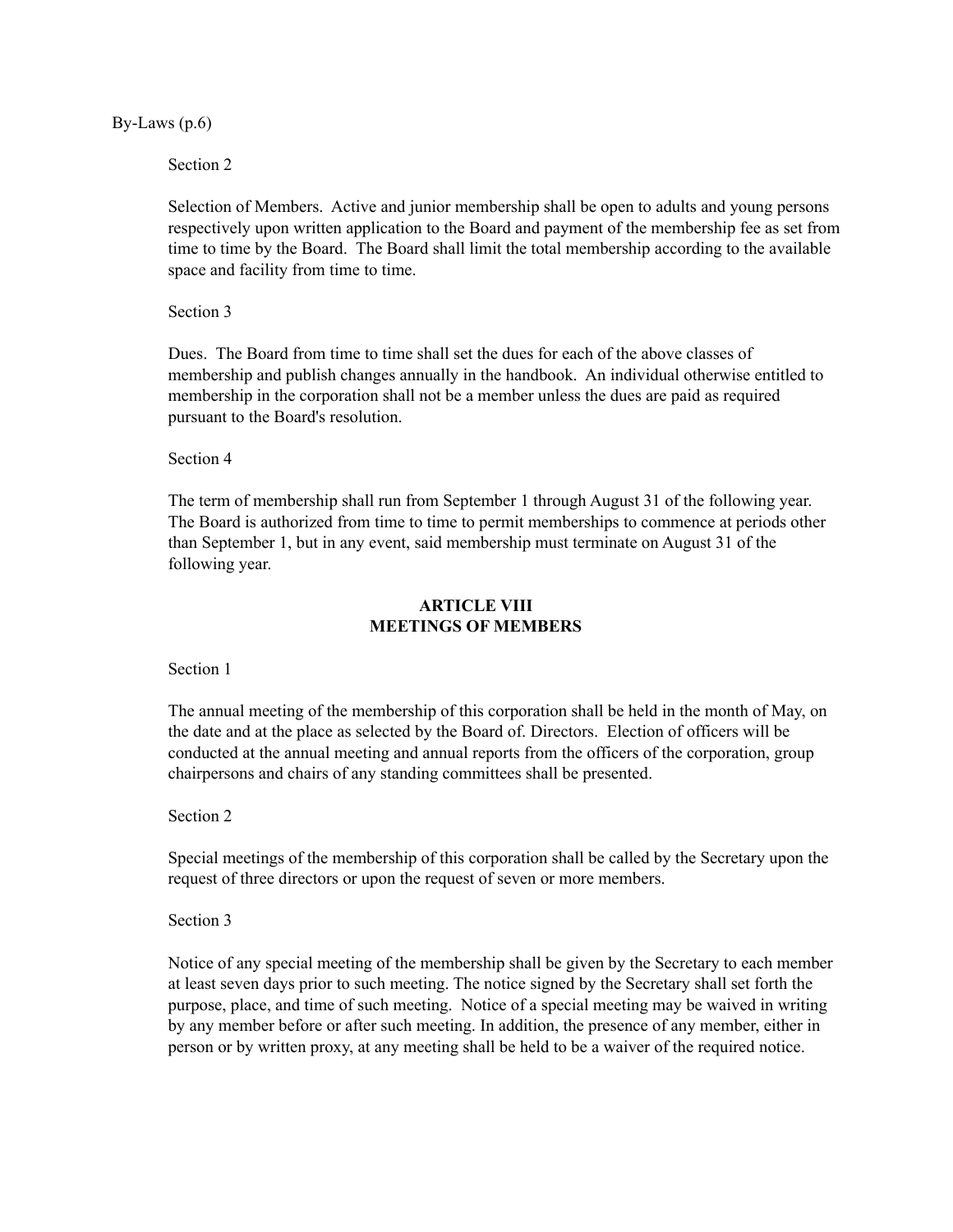Section 2

Selection of Members. Active and junior membership shall be open to adults and young persons respectively upon written application to the Board and payment of the membership fee as set from time to time by the Board. The Board shall limit the total membership according to the available space and facility from time to time.

Section 3

Dues. The Board from time to time shall set the dues for each of the above classes of membership and publish changes annually in the handbook. An individual otherwise entitled to membership in the corporation shall not be a member unless the dues are paid as required pursuant to the Board's resolution.

Section 4

The term of membership shall run from September 1 through August 31 of the following year. The Board is authorized from time to time to permit memberships to commence at periods other than September 1, but in any event, said membership must terminate on August 31 of the following year.

## ARTICLE VIII
## MEETINGS OF MEMBERS

Section 1

The annual meeting of the membership of this corporation shall be held in the month of May, on the date and at the place as selected by the Board of. Directors. Election of officers will be conducted at the annual meeting and annual reports from the officers of the corporation, group chairpersons and chairs of any standing committees shall be presented.

Section 2

Special meetings of the membership of this corporation shall be called by the Secretary upon the request of three directors or upon the request of seven or more members.

Section 3

Notice of any special meeting of the membership shall be given by the Secretary to each member at least seven days prior to such meeting. The notice signed by the Secretary shall set forth the purpose, place, and time of such meeting. Notice of a special meeting may be waived in writing by any member before or after such meeting. In addition, the presence of any member, either in person or by written proxy, at any meeting shall be held to be a waiver of the required notice.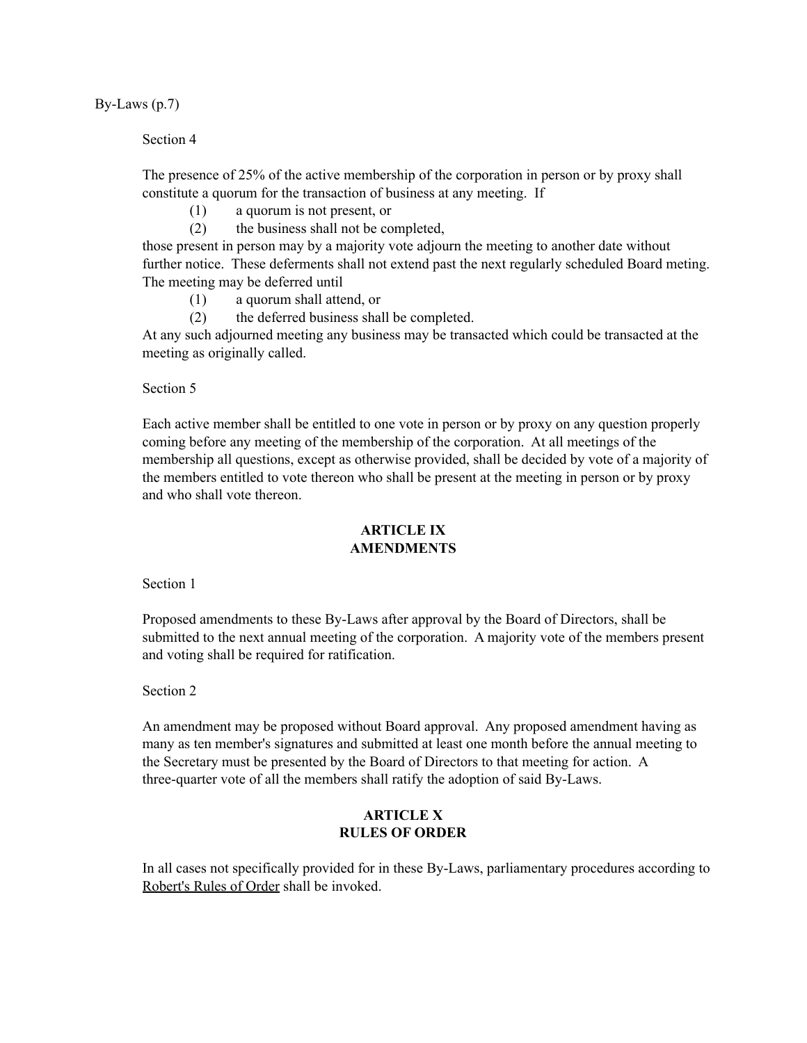Section 4

The presence of 25% of the active membership of the corporation in person or by proxy shall constitute a quorum for the transaction of business at any meeting. If

(1) a quorum is not present, or
(2) the business shall not be completed,

those present in person may by a majority vote adjourn the meeting to another date without further notice. These deferments shall not extend past the next regularly scheduled Board meting. The meeting may be deferred until

(1) a quorum shall attend, or
(2) the deferred business shall be completed.

At any such adjourned meeting any business may be transacted which could be transacted at the meeting as originally called.

Section 5

Each active member shall be entitled to one vote in person or by proxy on any question properly coming before any meeting of the membership of the corporation. At all meetings of the membership all questions, except as otherwise provided, shall be decided by vote of a majority of the members entitled to vote thereon who shall be present at the meeting in person or by proxy and who shall vote thereon.

## ARTICLE IX
## AMENDMENTS

Section 1

Proposed amendments to these By-Laws after approval by the Board of Directors, shall be submitted to the next annual meeting of the corporation. A majority vote of the members present and voting shall be required for ratification.

Section 2

An amendment may be proposed without Board approval. Any proposed amendment having as many as ten member's signatures and submitted at least one month before the annual meeting to the Secretary must be presented by the Board of Directors to that meeting for action. A three-quarter vote of all the members shall ratify the adoption of said By-Laws.

## ARTICLE X
## RULES OF ORDER

In all cases not specifically provided for in these By-Laws, parliamentary procedures according to Robert's Rules of Order shall be invoked.